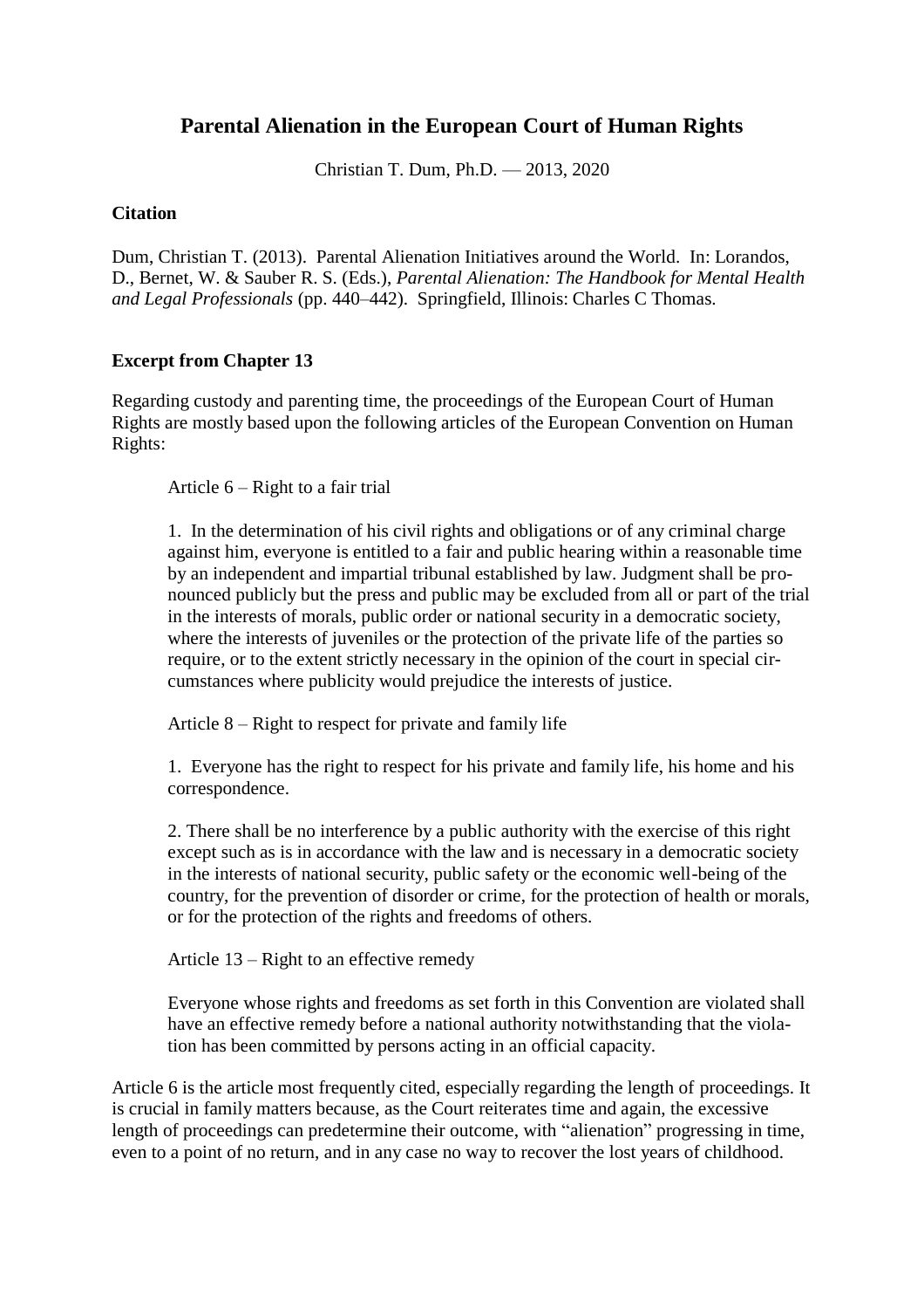# Parental Alienation in the European Court of Human Rights

Christian T. Dum, Ph.D. — 2013, 2020

**Citation**

Dum, Christian T. (2013). Parental Alienation Initiatives around the World. In: Lorandos, D., Bernet, W. & Sauber R. S. (Eds.), *Parental Alienation: The Handbook for Mental Health and Legal Professionals* (pp. 440–442). Springfield, Illinois: Charles C Thomas.

**Excerpt from Chapter 13**

Regarding custody and parenting time, the proceedings of the European Court of Human Rights are mostly based upon the following articles of the European Convention on Human Rights:

> Article 6 – Right to a fair trial
>
> 1. In the determination of his civil rights and obligations or of any criminal charge against him, everyone is entitled to a fair and public hearing within a reasonable time by an independent and impartial tribunal established by law. Judgment shall be pronounced publicly but the press and public may be excluded from all or part of the trial in the interests of morals, public order or national security in a democratic society, where the interests of juveniles or the protection of the private life of the parties so require, or to the extent strictly necessary in the opinion of the court in special circumstances where publicity would prejudice the interests of justice.
>
> Article 8 – Right to respect for private and family life
>
> 1. Everyone has the right to respect for his private and family life, his home and his correspondence.
>
> 2. There shall be no interference by a public authority with the exercise of this right except such as is in accordance with the law and is necessary in a democratic society in the interests of national security, public safety or the economic well-being of the country, for the prevention of disorder or crime, for the protection of health or morals, or for the protection of the rights and freedoms of others.
>
> Article 13 – Right to an effective remedy
>
> Everyone whose rights and freedoms as set forth in this Convention are violated shall have an effective remedy before a national authority notwithstanding that the violation has been committed by persons acting in an official capacity.

Article 6 is the article most frequently cited, especially regarding the length of proceedings. It is crucial in family matters because, as the Court reiterates time and again, the excessive length of proceedings can predetermine their outcome, with "alienation" progressing in time, even to a point of no return, and in any case no way to recover the lost years of childhood.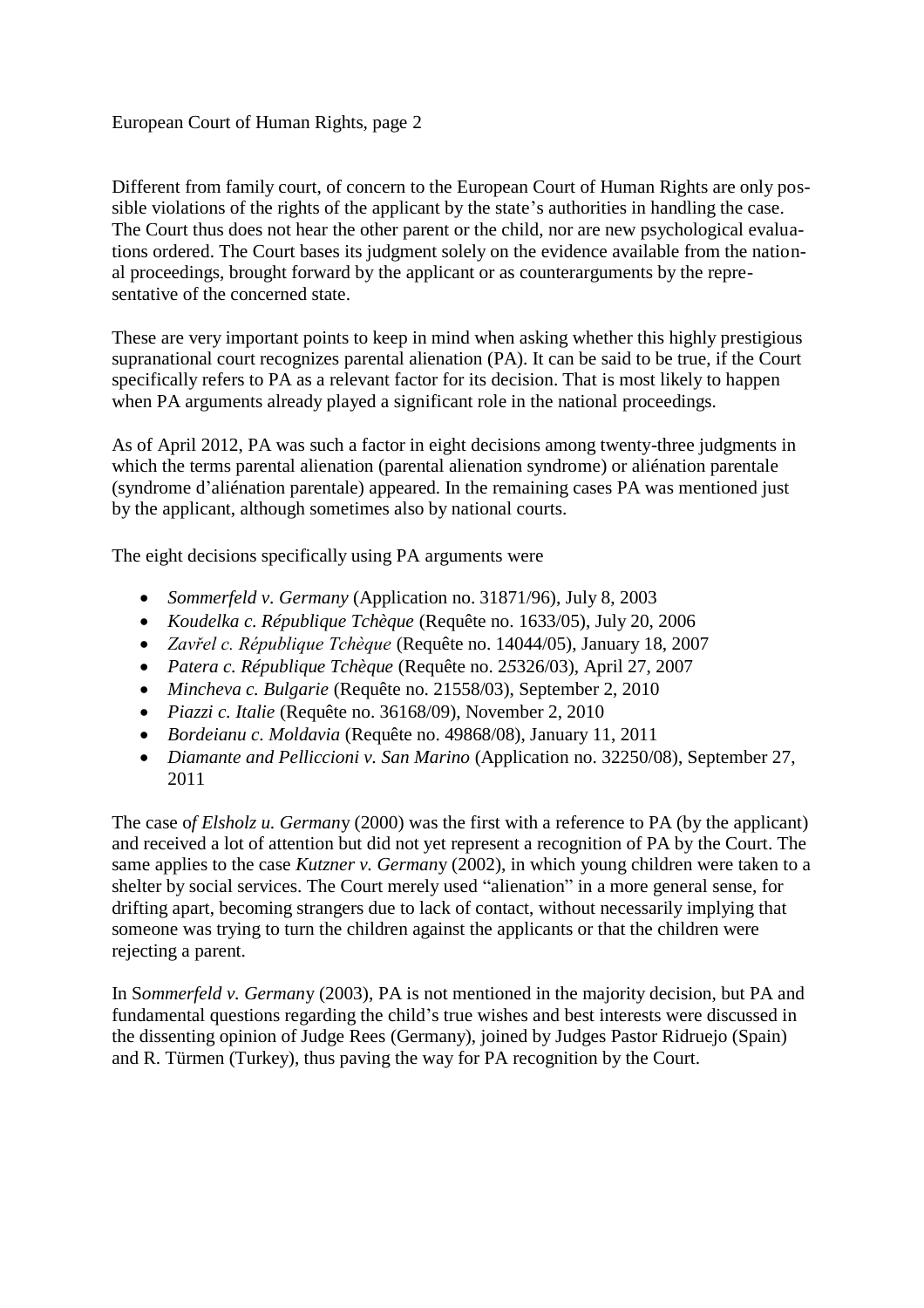Different from family court, of concern to the European Court of Human Rights are only possible violations of the rights of the applicant by the state's authorities in handling the case. The Court thus does not hear the other parent or the child, nor are new psychological evaluations ordered. The Court bases its judgment solely on the evidence available from the national proceedings, brought forward by the applicant or as counterarguments by the representative of the concerned state.

These are very important points to keep in mind when asking whether this highly prestigious supranational court recognizes parental alienation (PA). It can be said to be true, if the Court specifically refers to PA as a relevant factor for its decision. That is most likely to happen when PA arguments already played a significant role in the national proceedings.

As of April 2012, PA was such a factor in eight decisions among twenty-three judgments in which the terms parental alienation (parental alienation syndrome) or aliénation parentale (syndrome d'aliénation parentale) appeared. In the remaining cases PA was mentioned just by the applicant, although sometimes also by national courts.

The eight decisions specifically using PA arguments were

- *Sommerfeld v. Germany* (Application no. 31871/96), July 8, 2003
- *Koudelka c. République Tchèque* (Requête no. 1633/05), July 20, 2006
- *Zavřel c. République Tchèque* (Requête no. 14044/05), January 18, 2007
- *Patera c. République Tchèque* (Requête no. 25326/03), April 27, 2007
- *Mincheva c. Bulgarie* (Requête no. 21558/03), September 2, 2010
- *Piazzi c. Italie* (Requête no. 36168/09), November 2, 2010
- *Bordeianu c. Moldavia* (Requête no. 49868/08), January 11, 2011
- *Diamante and Pelliccioni v. San Marino* (Application no. 32250/08), September 27, 2011

The case o*f Elsholz u. German*y (2000) was the first with a reference to PA (by the applicant) and received a lot of attention but did not yet represent a recognition of PA by the Court. The same applies to the case *Kutzner v. German*y (2002), in which young children were taken to a shelter by social services. The Court merely used "alienation" in a more general sense, for drifting apart, becoming strangers due to lack of contact, without necessarily implying that someone was trying to turn the children against the applicants or that the children were rejecting a parent.

In S*ommerfeld v. German*y (2003), PA is not mentioned in the majority decision, but PA and fundamental questions regarding the child's true wishes and best interests were discussed in the dissenting opinion of Judge Rees (Germany), joined by Judges Pastor Ridruejo (Spain) and R. Türmen (Turkey), thus paving the way for PA recognition by the Court.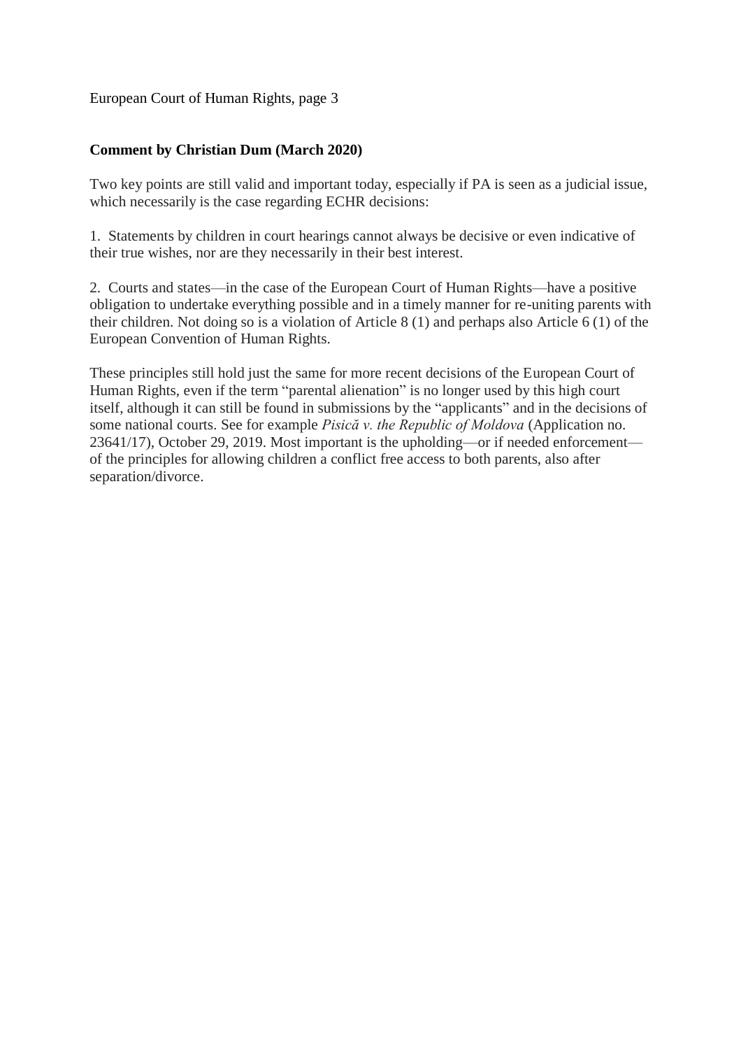**Comment by Christian Dum (March 2020)**

Two key points are still valid and important today, especially if PA is seen as a judicial issue, which necessarily is the case regarding ECHR decisions:

1. Statements by children in court hearings cannot always be decisive or even indicative of their true wishes, nor are they necessarily in their best interest.

2. Courts and states—in the case of the European Court of Human Rights—have a positive obligation to undertake everything possible and in a timely manner for re-uniting parents with their children. Not doing so is a violation of Article 8 (1) and perhaps also Article 6 (1) of the European Convention of Human Rights.

These principles still hold just the same for more recent decisions of the European Court of Human Rights, even if the term "parental alienation" is no longer used by this high court itself, although it can still be found in submissions by the "applicants" and in the decisions of some national courts. See for example *Pisică v. the Republic of Moldova* (Application no. 23641/17), October 29, 2019. Most important is the upholding—or if needed enforcement—of the principles for allowing children a conflict free access to both parents, also after separation/divorce.